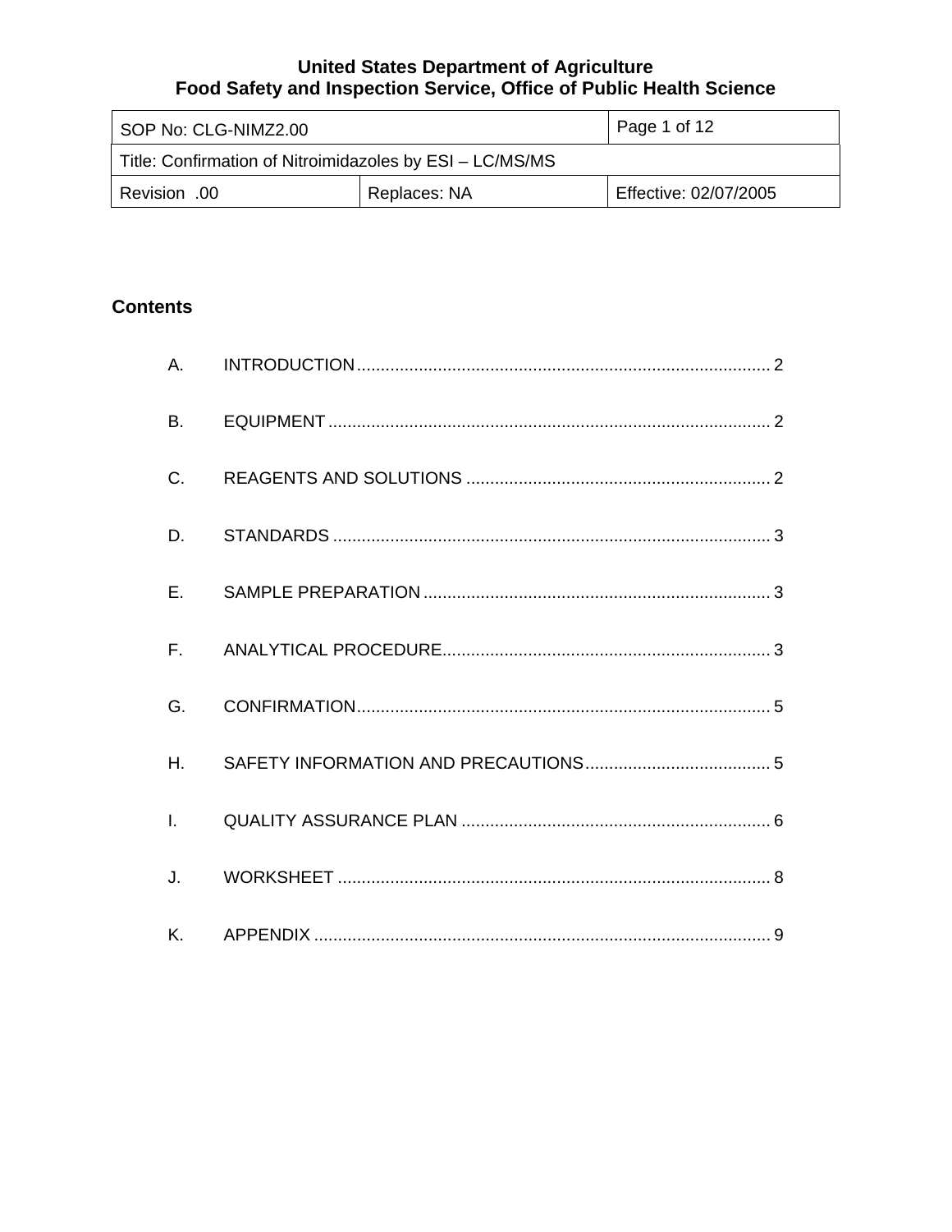**United States Department of Agriculture**
**Food Safety and Inspection Service, Office of Public Health Science**

| SOP No: CLG-NIMZ2.00 | | Page 1 of 12 |
| --- | --- | --- |
| Title: Confirmation of Nitroimidazoles by ESI – LC/MS/MS | | |
| Revision .00 | Replaces: NA | Effective: 02/07/2005 |

## Contents

A. INTRODUCTION ..... 2

B. EQUIPMENT ..... 2

C. REAGENTS AND SOLUTIONS ..... 2

D. STANDARDS ..... 3

E. SAMPLE PREPARATION ..... 3

F. ANALYTICAL PROCEDURE ..... 3

G. CONFIRMATION ..... 5

H. SAFETY INFORMATION AND PRECAUTIONS ..... 5

I. QUALITY ASSURANCE PLAN ..... 6

J. WORKSHEET ..... 8

K. APPENDIX ..... 9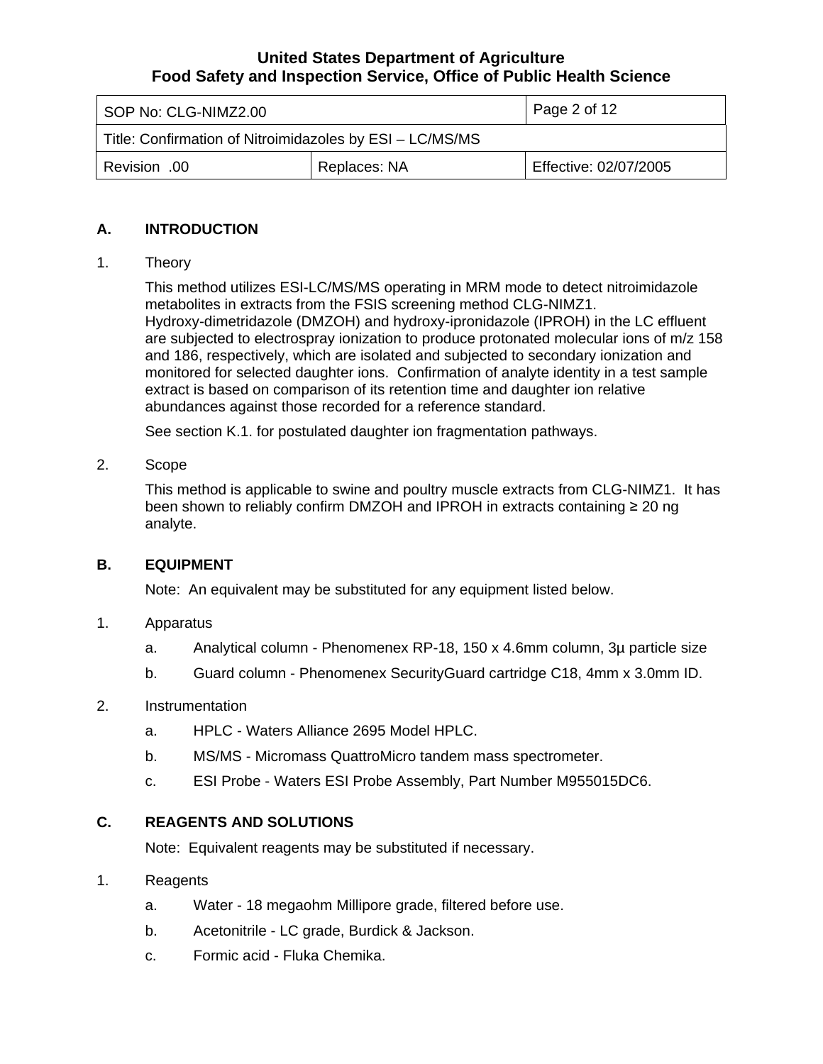## A. INTRODUCTION

1. Theory

   This method utilizes ESI-LC/MS/MS operating in MRM mode to detect nitroimidazole metabolites in extracts from the FSIS screening method CLG-NIMZ1. Hydroxy-dimetridazole (DMZOH) and hydroxy-ipronidazole (IPROH) in the LC effluent are subjected to electrospray ionization to produce protonated molecular ions of m/z 158 and 186, respectively, which are isolated and subjected to secondary ionization and monitored for selected daughter ions. Confirmation of analyte identity in a test sample extract is based on comparison of its retention time and daughter ion relative abundances against those recorded for a reference standard.

   See section K.1. for postulated daughter ion fragmentation pathways.

2. Scope

   This method is applicable to swine and poultry muscle extracts from CLG-NIMZ1. It has been shown to reliably confirm DMZOH and IPROH in extracts containing ≥ 20 ng analyte.

## B. EQUIPMENT

Note: An equivalent may be substituted for any equipment listed below.

1. Apparatus
   a. Analytical column - Phenomenex RP-18, 150 x 4.6mm column, 3µ particle size
   b. Guard column - Phenomenex SecurityGuard cartridge C18, 4mm x 3.0mm ID.

2. Instrumentation
   a. HPLC - Waters Alliance 2695 Model HPLC.
   b. MS/MS - Micromass QuattroMicro tandem mass spectrometer.
   c. ESI Probe - Waters ESI Probe Assembly, Part Number M955015DC6.

## C. REAGENTS AND SOLUTIONS

Note: Equivalent reagents may be substituted if necessary.

1. Reagents
   a. Water - 18 megaohm Millipore grade, filtered before use.
   b. Acetonitrile - LC grade, Burdick & Jackson.
   c. Formic acid - Fluka Chemika.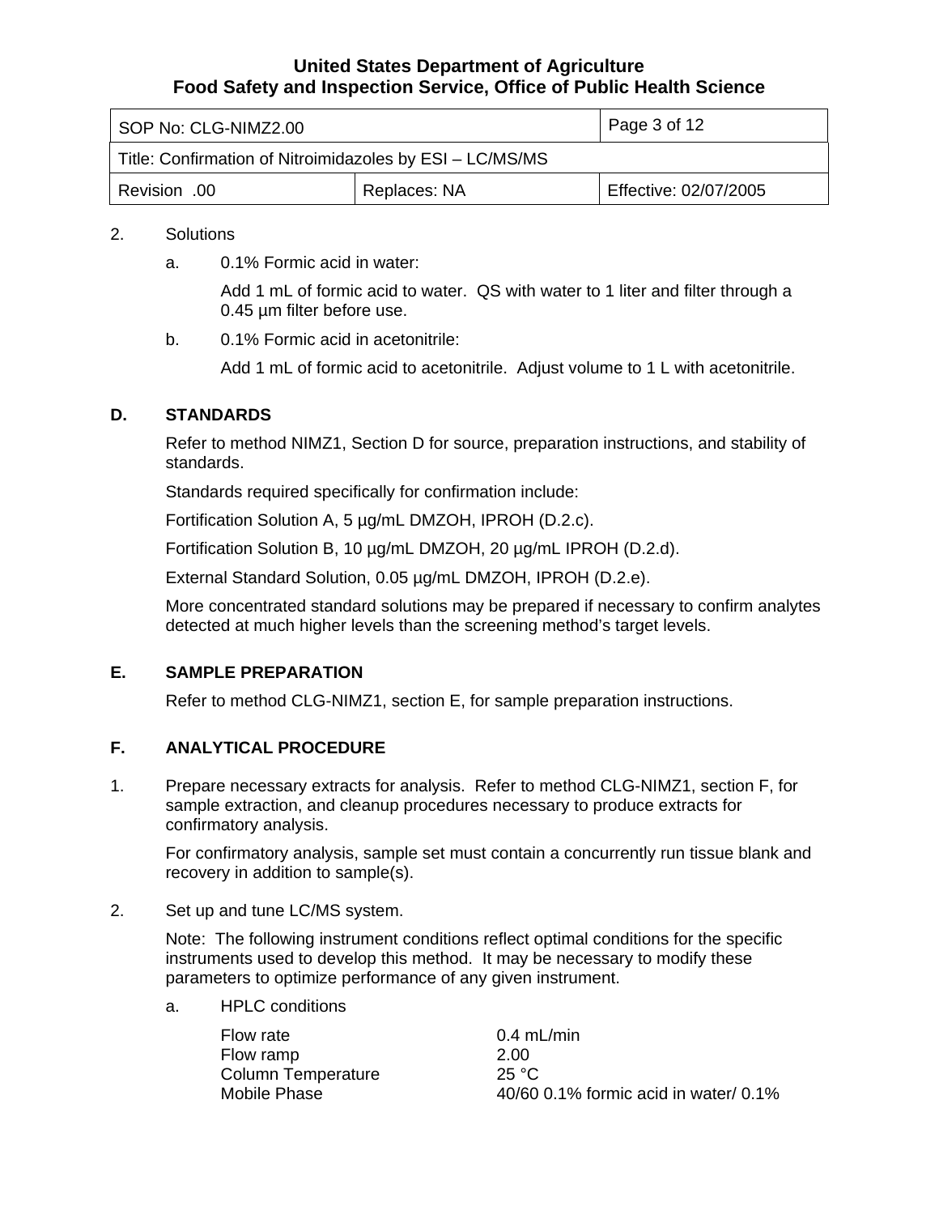2. Solutions

   a. 0.1% Formic acid in water:

      Add 1 mL of formic acid to water. QS with water to 1 liter and filter through a 0.45 µm filter before use.

   b. 0.1% Formic acid in acetonitrile:

      Add 1 mL of formic acid to acetonitrile. Adjust volume to 1 L with acetonitrile.

## D. STANDARDS

Refer to method NIMZ1, Section D for source, preparation instructions, and stability of standards.

Standards required specifically for confirmation include:

Fortification Solution A, 5 µg/mL DMZOH, IPROH (D.2.c).

Fortification Solution B, 10 µg/mL DMZOH, 20 µg/mL IPROH (D.2.d).

External Standard Solution, 0.05 µg/mL DMZOH, IPROH (D.2.e).

More concentrated standard solutions may be prepared if necessary to confirm analytes detected at much higher levels than the screening method's target levels.

## E. SAMPLE PREPARATION

Refer to method CLG-NIMZ1, section E, for sample preparation instructions.

## F. ANALYTICAL PROCEDURE

1. Prepare necessary extracts for analysis. Refer to method CLG-NIMZ1, section F, for sample extraction, and cleanup procedures necessary to produce extracts for confirmatory analysis.

   For confirmatory analysis, sample set must contain a concurrently run tissue blank and recovery in addition to sample(s).

2. Set up and tune LC/MS system.

   Note: The following instrument conditions reflect optimal conditions for the specific instruments used to develop this method. It may be necessary to modify these parameters to optimize performance of any given instrument.

   a. HPLC conditions

| | |
|---|---|
| Flow rate | 0.4 mL/min |
| Flow ramp | 2.00 |
| Column Temperature | 25 °C |
| Mobile Phase | 40/60 0.1% formic acid in water/ 0.1% |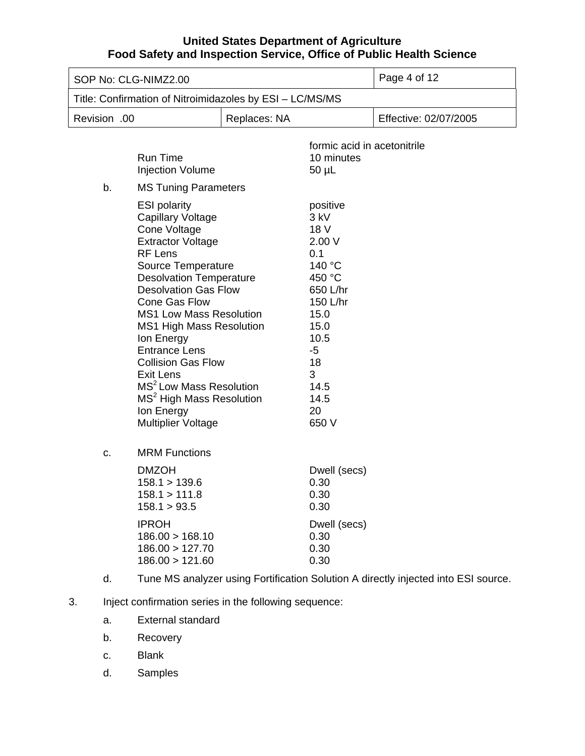| | |
|---|---|
| | formic acid in acetonitrile |
| Run Time | 10 minutes |
| Injection Volume | 50 µL |

b. MS Tuning Parameters

| | |
|---|---|
| ESI polarity | positive |
| Capillary Voltage | 3 kV |
| Cone Voltage | 18 V |
| Extractor Voltage | 2.00 V |
| RF Lens | 0.1 |
| Source Temperature | 140 °C |
| Desolvation Temperature | 450 °C |
| Desolvation Gas Flow | 650 L/hr |
| Cone Gas Flow | 150 L/hr |
| MS1 Low Mass Resolution | 15.0 |
| MS1 High Mass Resolution | 15.0 |
| Ion Energy | 10.5 |
| Entrance Lens | -5 |
| Collision Gas Flow | 18 |
| Exit Lens | 3 |
| $MS^2$ Low Mass Resolution | 14.5 |
| $MS^2$ High Mass Resolution | 14.5 |
| Ion Energy | 20 |
| Multiplier Voltage | 650 V |

c. MRM Functions

| DMZOH | Dwell (secs) |
|---|---|
| 158.1 > 139.6 | 0.30 |
| 158.1 > 111.8 | 0.30 |
| 158.1 > 93.5 | 0.30 |

| IPROH | Dwell (secs) |
|---|---|
| 186.00 > 168.10 | 0.30 |
| 186.00 > 127.70 | 0.30 |
| 186.00 > 121.60 | 0.30 |

d. Tune MS analyzer using Fortification Solution A directly injected into ESI source.

3. Inject confirmation series in the following sequence:

   a. External standard

   b. Recovery

   c. Blank

   d. Samples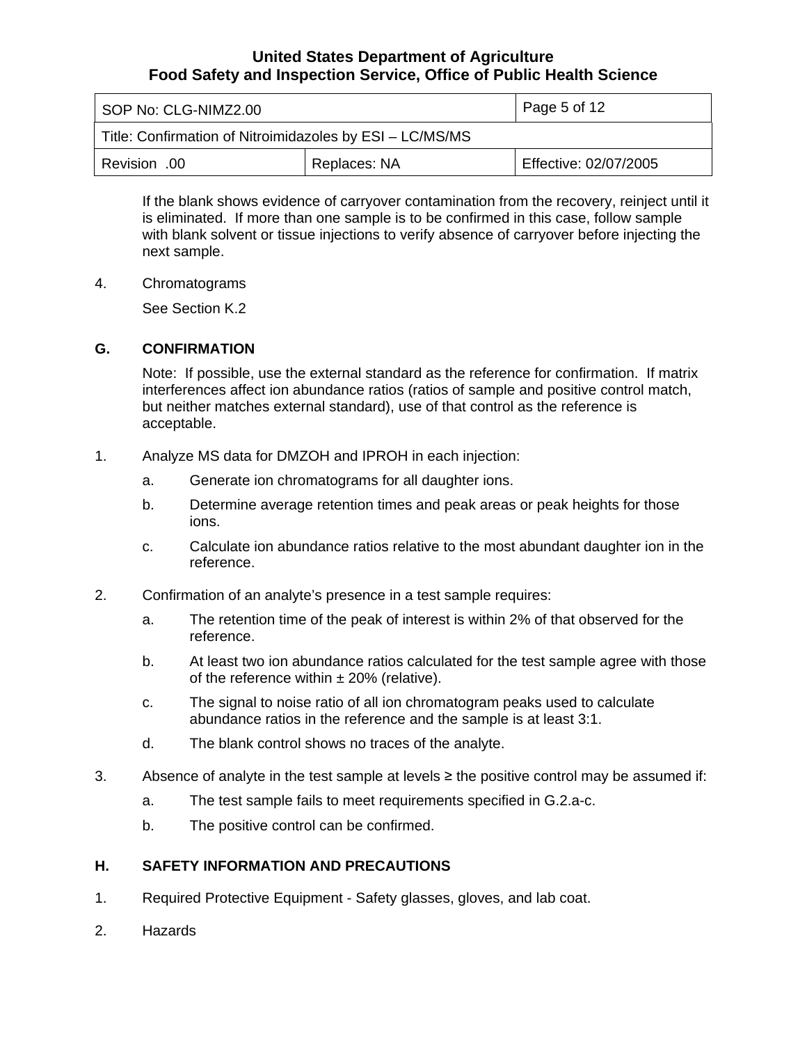If the blank shows evidence of carryover contamination from the recovery, reinject until it is eliminated. If more than one sample is to be confirmed in this case, follow sample with blank solvent or tissue injections to verify absence of carryover before injecting the next sample.

4. Chromatograms

   See Section K.2

## G. CONFIRMATION

Note: If possible, use the external standard as the reference for confirmation. If matrix interferences affect ion abundance ratios (ratios of sample and positive control match, but neither matches external standard), use of that control as the reference is acceptable.

1. Analyze MS data for DMZOH and IPROH in each injection:
   - a. Generate ion chromatograms for all daughter ions.
   - b. Determine average retention times and peak areas or peak heights for those ions.
   - c. Calculate ion abundance ratios relative to the most abundant daughter ion in the reference.

2. Confirmation of an analyte's presence in a test sample requires:
   - a. The retention time of the peak of interest is within 2% of that observed for the reference.
   - b. At least two ion abundance ratios calculated for the test sample agree with those of the reference within ± 20% (relative).
   - c. The signal to noise ratio of all ion chromatogram peaks used to calculate abundance ratios in the reference and the sample is at least 3:1.
   - d. The blank control shows no traces of the analyte.

3. Absence of analyte in the test sample at levels ≥ the positive control may be assumed if:
   - a. The test sample fails to meet requirements specified in G.2.a-c.
   - b. The positive control can be confirmed.

## H. SAFETY INFORMATION AND PRECAUTIONS

1. Required Protective Equipment - Safety glasses, gloves, and lab coat.

2. Hazards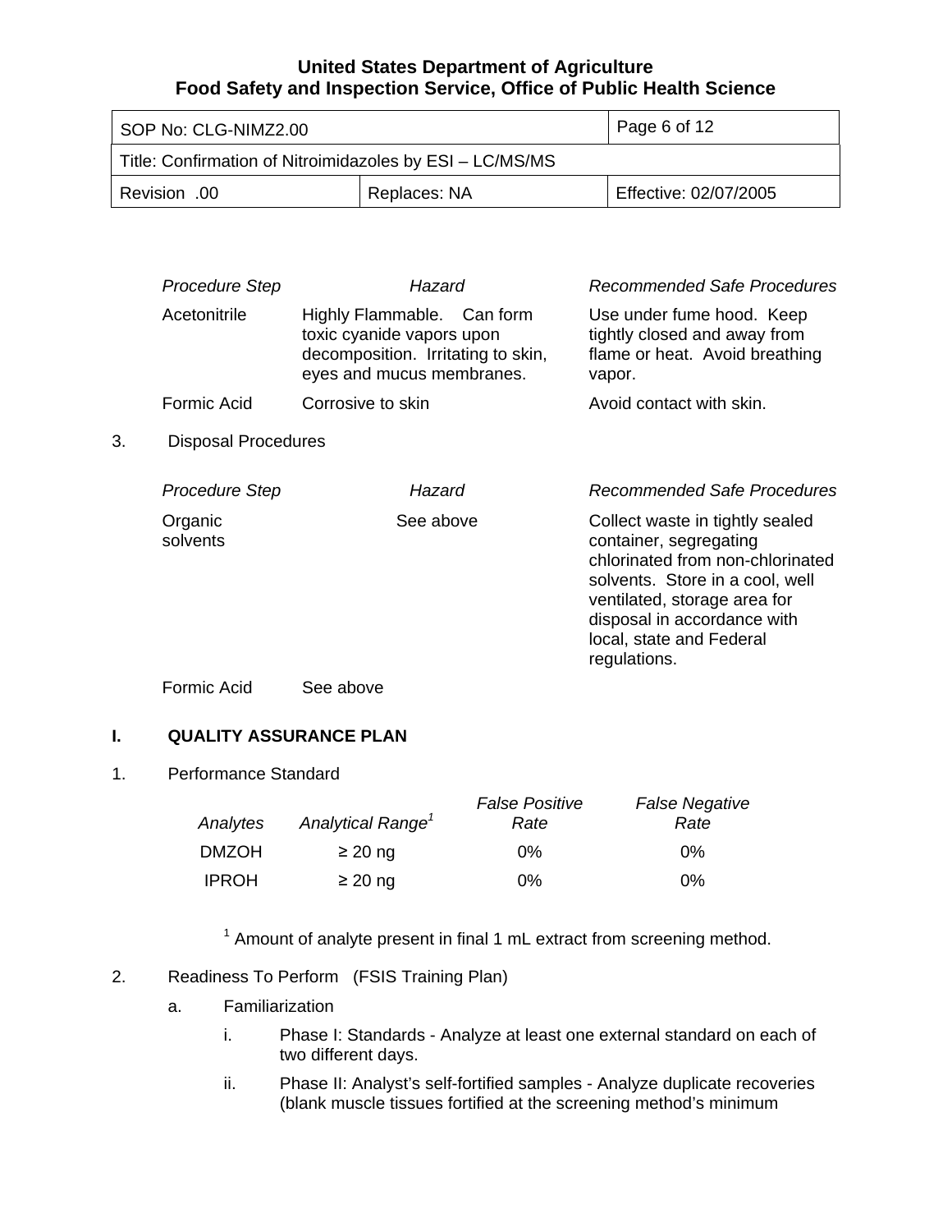| Procedure Step | Hazard | Recommended Safe Procedures |
|---|---|---|
| Acetonitrile | Highly Flammable. Can form toxic cyanide vapors upon decomposition. Irritating to skin, eyes and mucus membranes. | Use under fume hood. Keep tightly closed and away from flame or heat. Avoid breathing vapor. |
| Formic Acid | Corrosive to skin | Avoid contact with skin. |

3. Disposal Procedures

| Procedure Step | Hazard | Recommended Safe Procedures |
|---|---|---|
| Organic solvents | See above | Collect waste in tightly sealed container, segregating chlorinated from non-chlorinated solvents. Store in a cool, well ventilated, storage area for disposal in accordance with local, state and Federal regulations. |
| Formic Acid | See above | |

## I. QUALITY ASSURANCE PLAN

1. Performance Standard

| *Analytes* | *Analytical Range*[1] | *False Positive Rate* | *False Negative Rate* |
|---|---|---|---|
| DMZOH | ≥ 20 ng | 0% | 0% |
| IPROH | ≥ 20 ng | 0% | 0% |

[1] Amount of analyte present in final 1 mL extract from screening method.

2. Readiness To Perform (FSIS Training Plan)

   a. Familiarization

      i. Phase I: Standards - Analyze at least one external standard on each of two different days.

      ii. Phase II: Analyst's self-fortified samples - Analyze duplicate recoveries (blank muscle tissues fortified at the screening method's minimum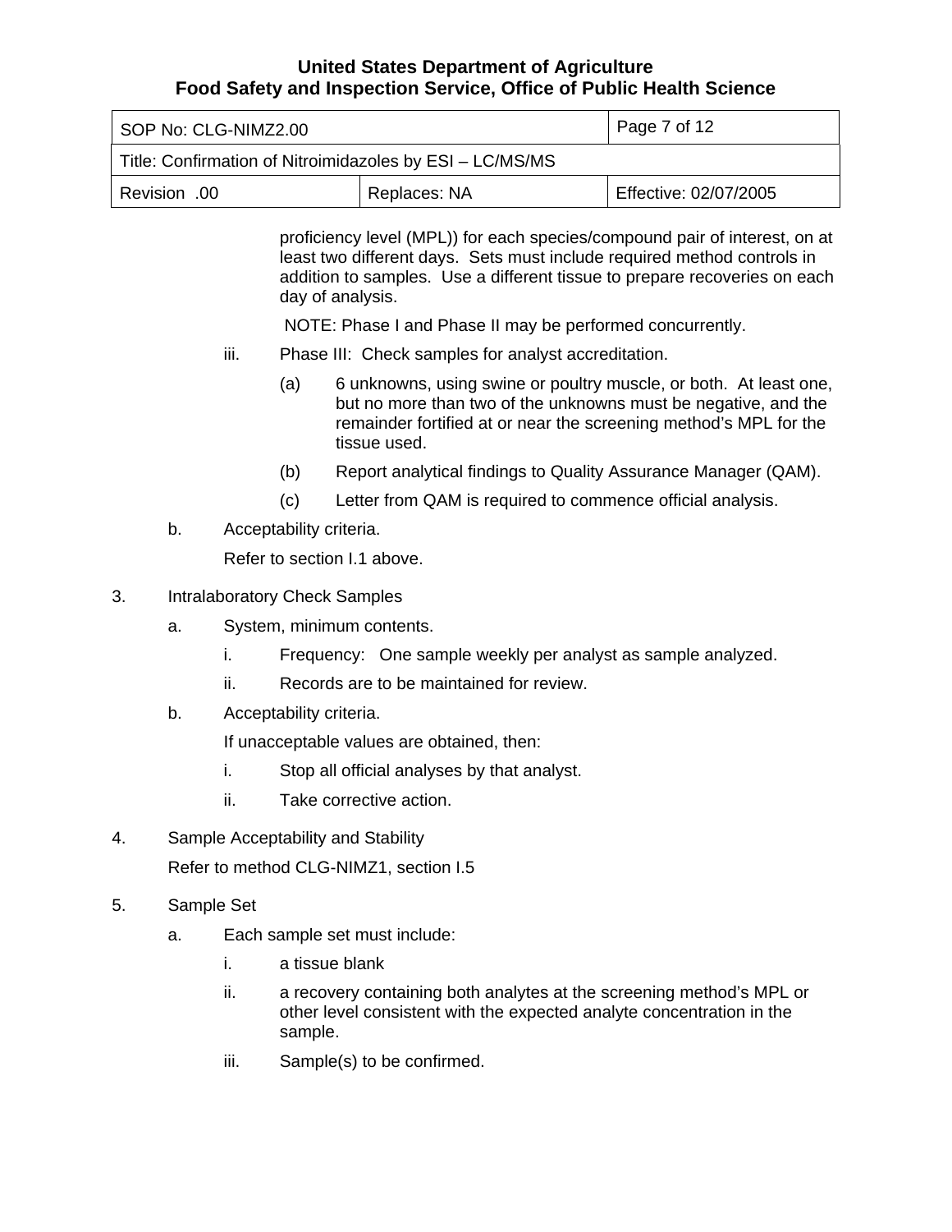proficiency level (MPL)) for each species/compound pair of interest, on at least two different days. Sets must include required method controls in addition to samples. Use a different tissue to prepare recoveries on each day of analysis.

NOTE: Phase I and Phase II may be performed concurrently.

iii. Phase III: Check samples for analyst accreditation.

(a) 6 unknowns, using swine or poultry muscle, or both. At least one, but no more than two of the unknowns must be negative, and the remainder fortified at or near the screening method's MPL for the tissue used.

(b) Report analytical findings to Quality Assurance Manager (QAM).

(c) Letter from QAM is required to commence official analysis.

b. Acceptability criteria.

Refer to section I.1 above.

3. Intralaboratory Check Samples

a. System, minimum contents.

i. Frequency: One sample weekly per analyst as sample analyzed.

ii. Records are to be maintained for review.

b. Acceptability criteria.

If unacceptable values are obtained, then:

i. Stop all official analyses by that analyst.

ii. Take corrective action.

4. Sample Acceptability and Stability

Refer to method CLG-NIMZ1, section I.5

5. Sample Set

a. Each sample set must include:

i. a tissue blank

ii. a recovery containing both analytes at the screening method's MPL or other level consistent with the expected analyte concentration in the sample.

iii. Sample(s) to be confirmed.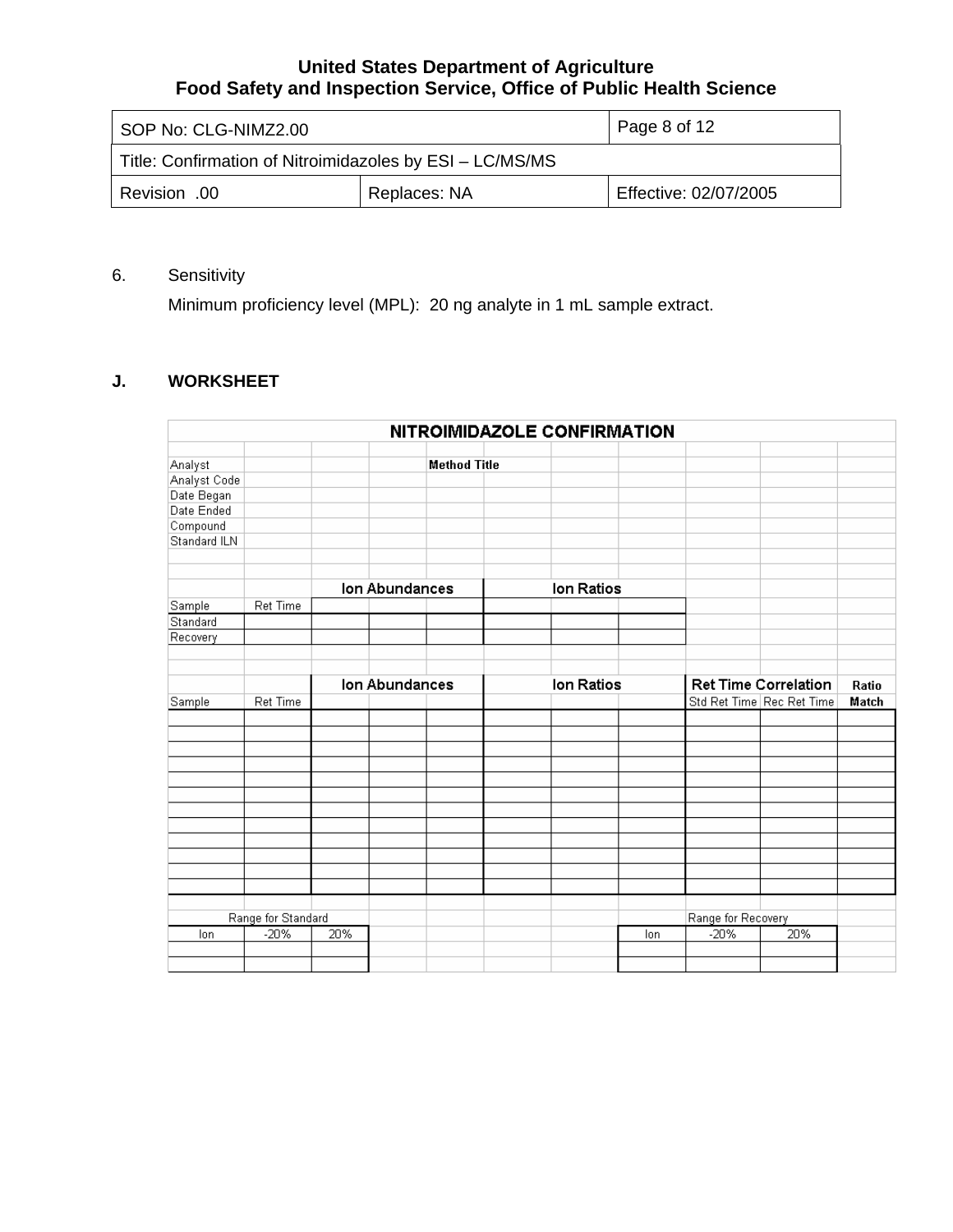6. Sensitivity

   Minimum proficiency level (MPL): 20 ng analyte in 1 mL sample extract.

## J. WORKSHEET

### NITROIMIDAZOLE CONFIRMATION

| | | | | | | | | | | |
|---|---|---|---|---|---|---|---|---|---|---|
| Analyst | | | | Method Title | | | | | | |
| Analyst Code | | | | | | | | | | |
| Date Began | | | | | | | | | | |
| Date Ended | | | | | | | | | | |
| Compound | | | | | | | | | | |
| Standard ILN | | | | | | | | | | |

| | | Ion Abundances | | | Ion Ratios | | |
|---|---|---|---|---|---|---|---|
| Sample | Ret Time | | | | | | |
| Standard | | | | | | | |
| Recovery | | | | | | | |

| | | Ion Abundances | | | Ion Ratios | | | Ret Time Correlation | | Ratio |
|---|---|---|---|---|---|---|---|---|---|---|
| Sample | Ret Time | | | | | | | Std Ret Time | Rec Ret Time | Match |
| | | | | | | | | | | |
| | | | | | | | | | | |
| | | | | | | | | | | |
| | | | | | | | | | | |
| | | | | | | | | | | |
| | | | | | | | | | | |
| | | | | | | | | | | |
| | | | | | | | | | | |
| | | | | | | | | | | |
| | | | | | | | | | | |
| | | | | | | | | | | |
| | | | | | | | | | | |

Range for Standard

| Ion | -20% | 20% |
|---|---|---|
| | | |
| | | |

Range for Recovery

| Ion | -20% | 20% |
|---|---|---|
| | | |
| | | |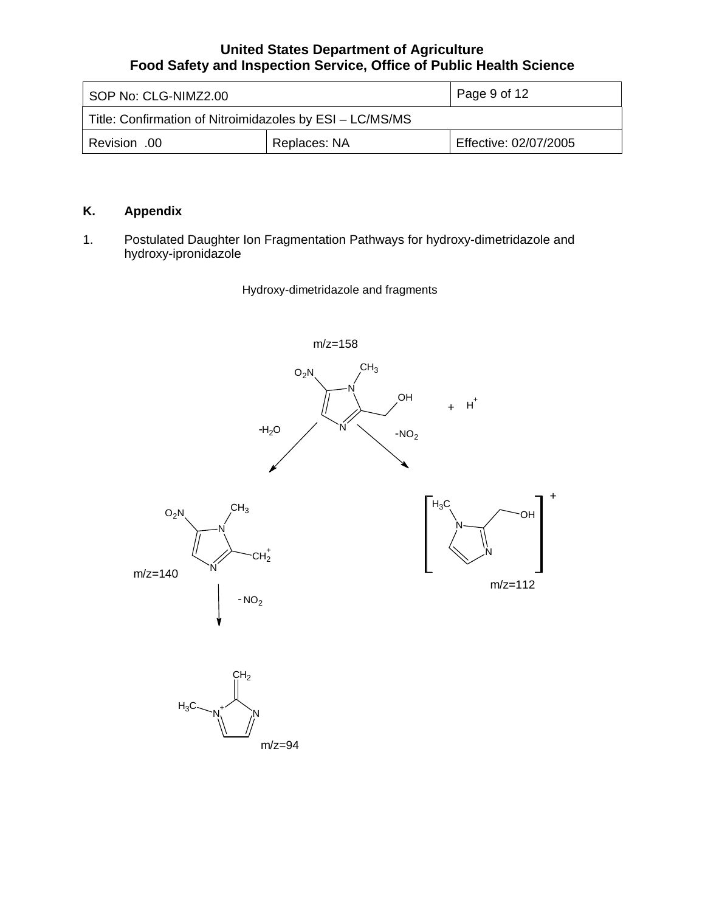## K. Appendix

1. Postulated Daughter Ion Fragmentation Pathways for hydroxy-dimetridazole and hydroxy-ipronidazole

Hydroxy-dimetridazole and fragments

m/z=158

$O_2N$ $CH_3$ N OH N + $H^+$

$-H_2O$ $-NO_2$

$O_2N$ $CH_3$ N $CH_2^+$ N

m/z=140

$- NO_2$

$H_3C$ N OH N

m/z=112

$CH_2$ $H_3C$ $N^+$ N

m/z=94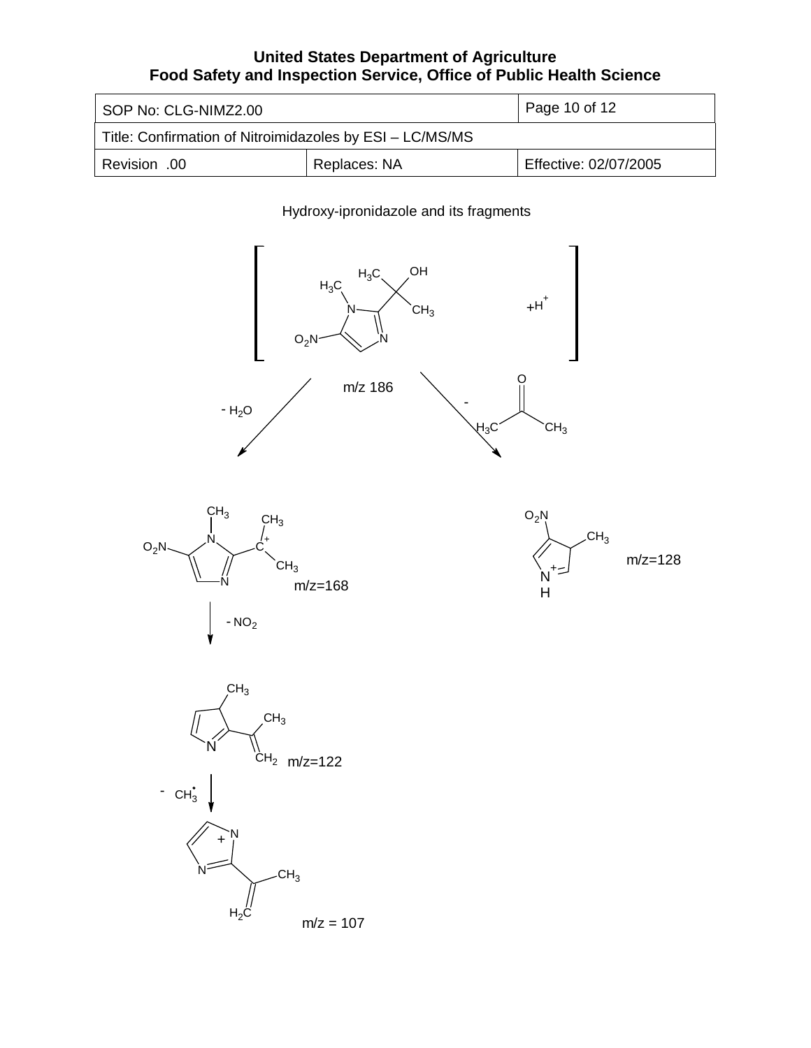Hydroxy-ipronidazole and its fragments

m/z 186

$- H_2O$

m/z=168

$- NO_2$

m/z=122

$- CH_3^{\bullet}$

m/z = 107

m/z=128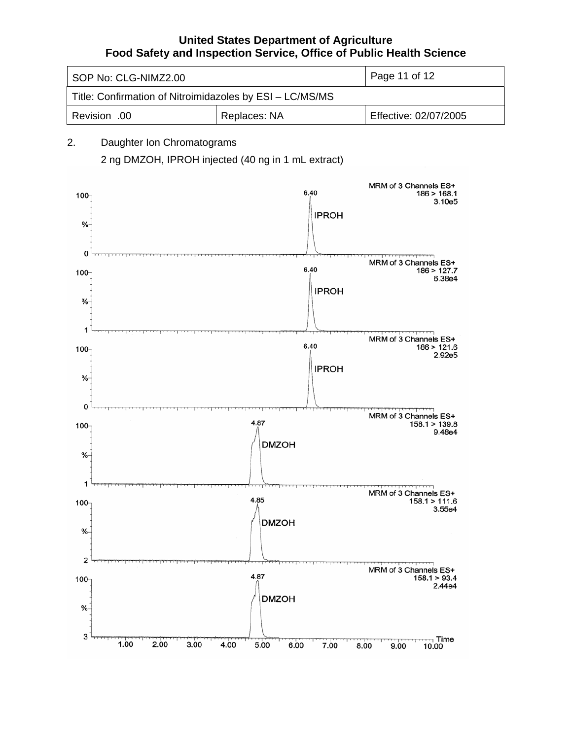2. Daughter Ion Chromatograms

2 ng DMZOH, IPROH injected (40 ng in 1 mL extract)

MRM of 3 Channels ES+
186 > 168.1
3.10e5

6.40
IPROH

MRM of 3 Channels ES+
186 > 127.7
6.38e4

6.40
IPROH

MRM of 3 Channels ES+
186 > 121.6
2.92e5

6.40
IPROH

MRM of 3 Channels ES+
158.1 > 139.8
9.48e4

4.87
DMZOH

MRM of 3 Channels ES+
158.1 > 111.6
3.55e4

4.85
DMZOH

MRM of 3 Channels ES+
158.1 > 93.4
2.44e4

4.87
DMZOH

Time
1.00 2.00 3.00 4.00 5.00 6.00 7.00 8.00 9.00 10.00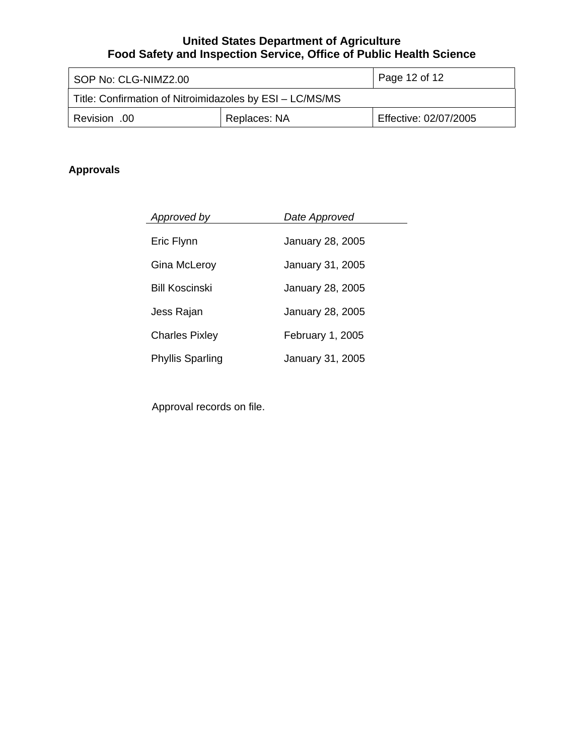**Approvals**

| *Approved by* | *Date Approved* |
|---|---|
| Eric Flynn | January 28, 2005 |
| Gina McLeroy | January 31, 2005 |
| Bill Koscinski | January 28, 2005 |
| Jess Rajan | January 28, 2005 |
| Charles Pixley | February 1, 2005 |
| Phyllis Sparling | January 31, 2005 |

Approval records on file.